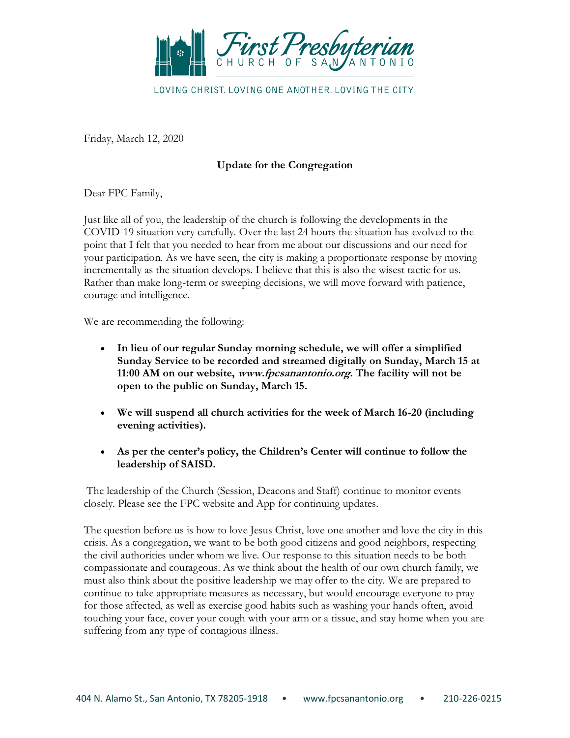First Presbyterian CHURCH OF SAN ANTONIO

LOVING CHRIST. LOVING ONE ANOTHER. LOVING THE CITY.

Friday, March 12, 2020

**Update for the Congregation**

Dear FPC Family,

Just like all of you, the leadership of the church is following the developments in the COVID-19 situation very carefully. Over the last 24 hours the situation has evolved to the point that I felt that you needed to hear from me about our discussions and our need for your participation. As we have seen, the city is making a proportionate response by moving incrementally as the situation develops. I believe that this is also the wisest tactic for us. Rather than make long-term or sweeping decisions, we will move forward with patience, courage and intelligence.

We are recommending the following:

- **In lieu of our regular Sunday morning schedule, we will offer a simplified Sunday Service to be recorded and streamed digitally on Sunday, March 15 at 11:00 AM on our website, *www.fpcsanantonio.org*. The facility will not be open to the public on Sunday, March 15.**

- **We will suspend all church activities for the week of March 16-20 (including evening activities).**

- **As per the center's policy, the Children's Center will continue to follow the leadership of SAISD.**

The leadership of the Church (Session, Deacons and Staff) continue to monitor events closely. Please see the FPC website and App for continuing updates.

The question before us is how to love Jesus Christ, love one another and love the city in this crisis. As a congregation, we want to be both good citizens and good neighbors, respecting the civil authorities under whom we live. Our response to this situation needs to be both compassionate and courageous. As we think about the health of our own church family, we must also think about the positive leadership we may offer to the city. We are prepared to continue to take appropriate measures as necessary, but would encourage everyone to pray for those affected, as well as exercise good habits such as washing your hands often, avoid touching your face, cover your cough with your arm or a tissue, and stay home when you are suffering from any type of contagious illness.

404 N. Alamo St., San Antonio, TX 78205-1918 • www.fpcsanantonio.org • 210-226-0215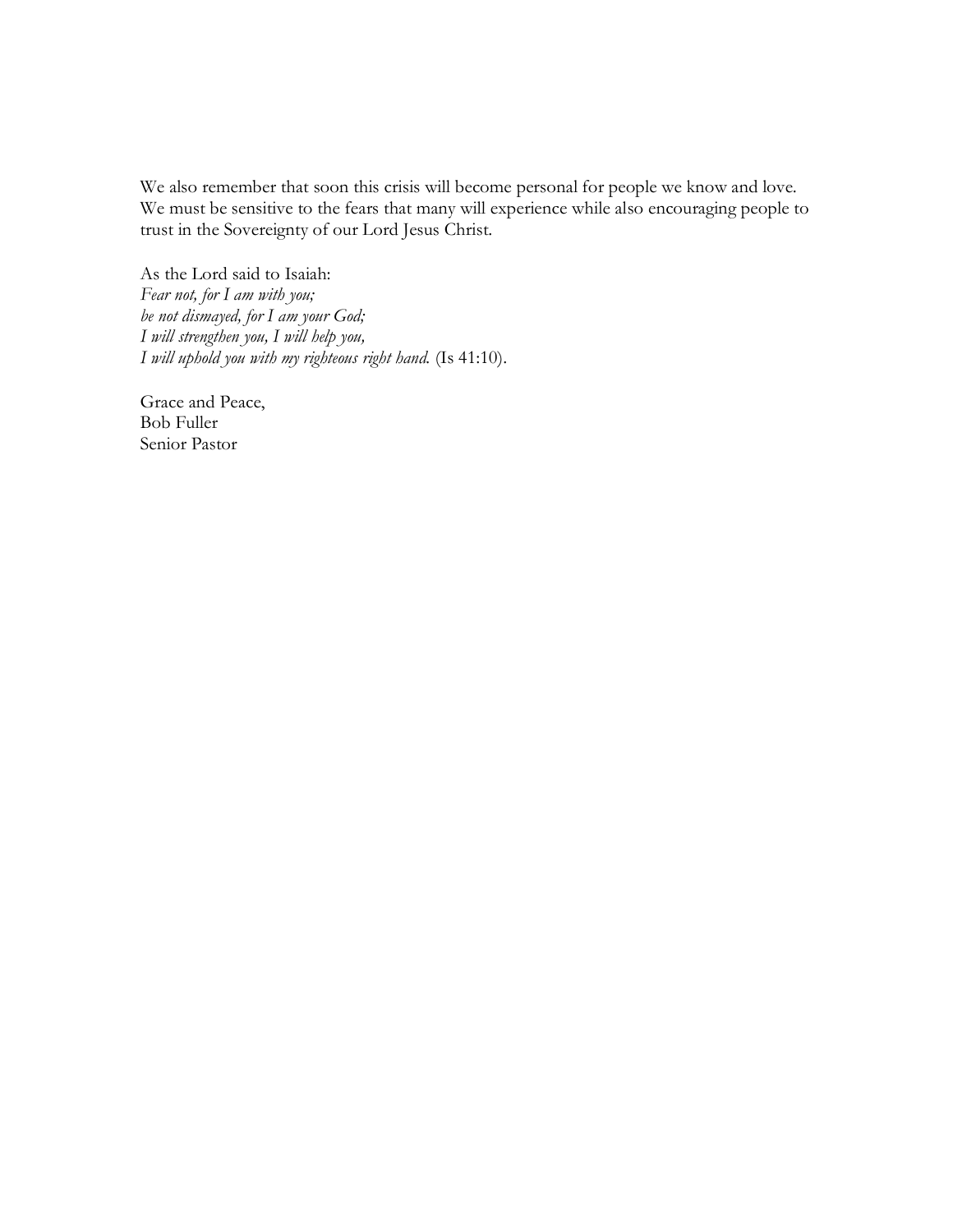We also remember that soon this crisis will become personal for people we know and love. We must be sensitive to the fears that many will experience while also encouraging people to trust in the Sovereignty of our Lord Jesus Christ.

As the Lord said to Isaiah:
*Fear not, for I am with you;*
*be not dismayed, for I am your God;*
*I will strengthen you, I will help you,*
*I will uphold you with my righteous right hand.* (Is 41:10).

Grace and Peace,
Bob Fuller
Senior Pastor